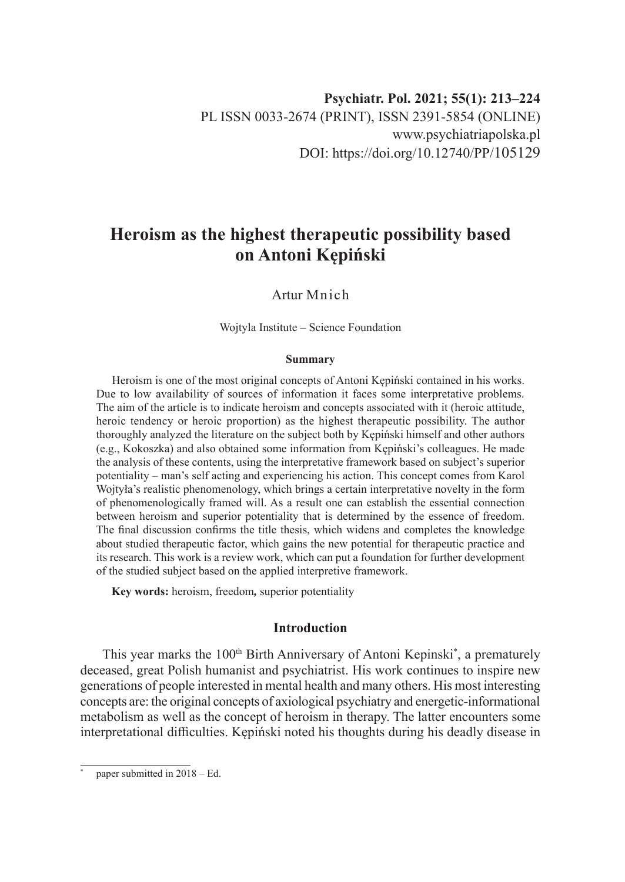# Heroism as the highest therapeutic possibility based on Antoni Kępiński

Artur Mnich

Wojtyla Institute – Science Foundation

### Summary

Heroism is one of the most original concepts of Antoni Kępiński contained in his works. Due to low availability of sources of information it faces some interpretative problems. The aim of the article is to indicate heroism and concepts associated with it (heroic attitude, heroic tendency or heroic proportion) as the highest therapeutic possibility. The author thoroughly analyzed the literature on the subject both by Kępiński himself and other authors (e.g., Kokoszka) and also obtained some information from Kępiński's colleagues. He made the analysis of these contents, using the interpretative framework based on subject's superior potentiality – man's self acting and experiencing his action. This concept comes from Karol Wojtyła's realistic phenomenology, which brings a certain interpretative novelty in the form of phenomenologically framed will. As a result one can establish the essential connection between heroism and superior potentiality that is determined by the essence of freedom. The final discussion confirms the title thesis, which widens and completes the knowledge about studied therapeutic factor, which gains the new potential for therapeutic practice and its research. This work is a review work, which can put a foundation for further development of the studied subject based on the applied interpretive framework.

**Key words:** heroism, freedom**,** superior potentiality

## Introduction

This year marks the 100th Birth Anniversary of Antoni Kepinski[*], a prematurely deceased, great Polish humanist and psychiatrist. His work continues to inspire new generations of people interested in mental health and many others. His most interesting concepts are: the original concepts of axiological psychiatry and energetic-informational metabolism as well as the concept of heroism in therapy. The latter encounters some interpretational difficulties. Kępiński noted his thoughts during his deadly disease in

[*] paper submitted in 2018 – Ed.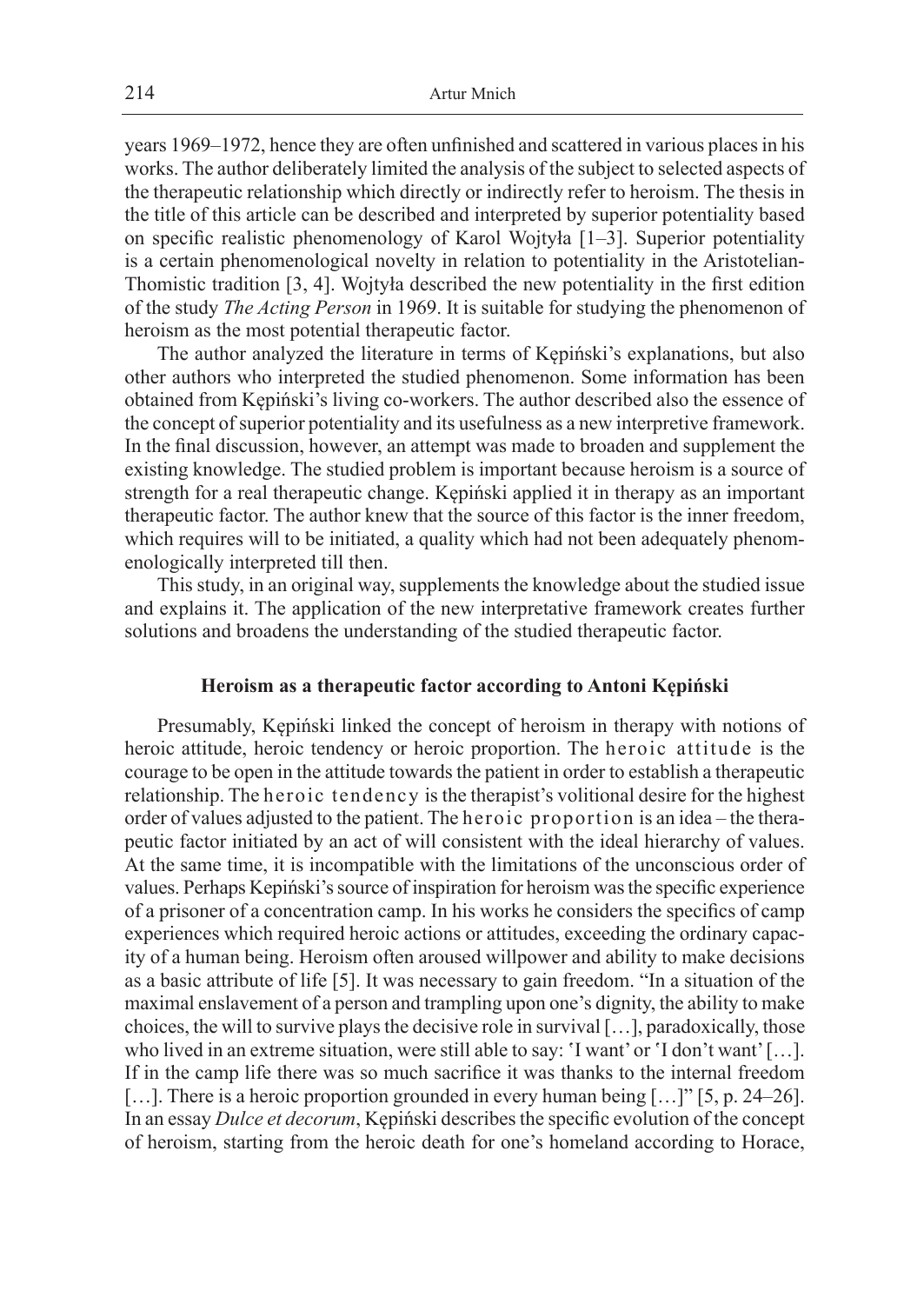years 1969–1972, hence they are often unfinished and scattered in various places in his works. The author deliberately limited the analysis of the subject to selected aspects of the therapeutic relationship which directly or indirectly refer to heroism. The thesis in the title of this article can be described and interpreted by superior potentiality based on specific realistic phenomenology of Karol Wojtyła [1–3]. Superior potentiality is a certain phenomenological novelty in relation to potentiality in the Aristotelian-Thomistic tradition [3, 4]. Wojtyła described the new potentiality in the first edition of the study *The Acting Person* in 1969. It is suitable for studying the phenomenon of heroism as the most potential therapeutic factor.

The author analyzed the literature in terms of Kępiński's explanations, but also other authors who interpreted the studied phenomenon. Some information has been obtained from Kępiński's living co-workers. The author described also the essence of the concept of superior potentiality and its usefulness as a new interpretive framework. In the final discussion, however, an attempt was made to broaden and supplement the existing knowledge. The studied problem is important because heroism is a source of strength for a real therapeutic change. Kępiński applied it in therapy as an important therapeutic factor. The author knew that the source of this factor is the inner freedom, which requires will to be initiated, a quality which had not been adequately phenomenologically interpreted till then.

This study, in an original way, supplements the knowledge about the studied issue and explains it. The application of the new interpretative framework creates further solutions and broadens the understanding of the studied therapeutic factor.

## Heroism as a therapeutic factor according to Antoni Kępiński

Presumably, Kępiński linked the concept of heroism in therapy with notions of heroic attitude, heroic tendency or heroic proportion. The heroic attitude is the courage to be open in the attitude towards the patient in order to establish a therapeutic relationship. The heroic tendency is the therapist's volitional desire for the highest order of values adjusted to the patient. The heroic proportion is an idea – the therapeutic factor initiated by an act of will consistent with the ideal hierarchy of values. At the same time, it is incompatible with the limitations of the unconscious order of values. Perhaps Kepiński's source of inspiration for heroism was the specific experience of a prisoner of a concentration camp. In his works he considers the specifics of camp experiences which required heroic actions or attitudes, exceeding the ordinary capacity of a human being. Heroism often aroused willpower and ability to make decisions as a basic attribute of life [5]. It was necessary to gain freedom. "In a situation of the maximal enslavement of a person and trampling upon one's dignity, the ability to make choices, the will to survive plays the decisive role in survival […], paradoxically, those who lived in an extreme situation, were still able to say: 'I want' or 'I don't want' […]. If in the camp life there was so much sacrifice it was thanks to the internal freedom […]. There is a heroic proportion grounded in every human being […]" [5, p. 24–26]. In an essay *Dulce et decorum*, Kępiński describes the specific evolution of the concept of heroism, starting from the heroic death for one's homeland according to Horace,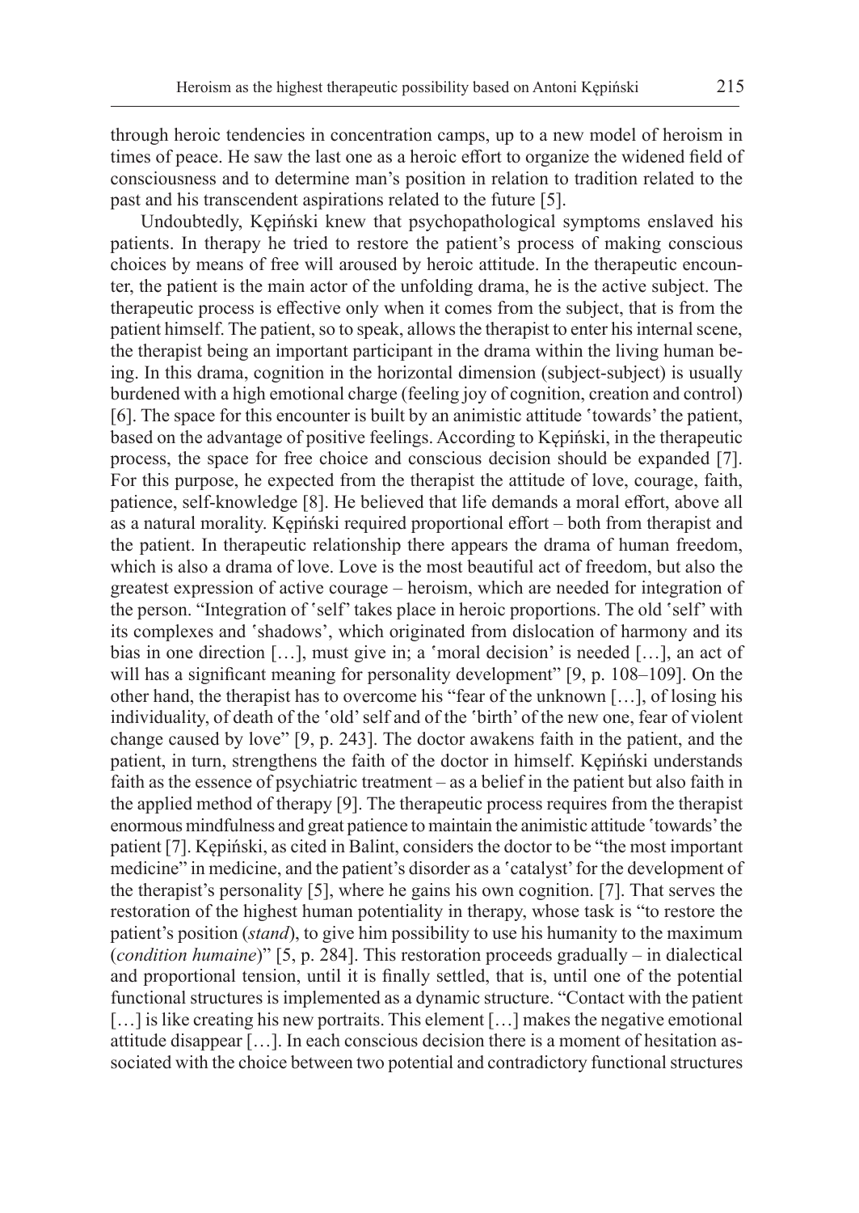through heroic tendencies in concentration camps, up to a new model of heroism in times of peace. He saw the last one as a heroic effort to organize the widened field of consciousness and to determine man's position in relation to tradition related to the past and his transcendent aspirations related to the future [5].

Undoubtedly, Kępiński knew that psychopathological symptoms enslaved his patients. In therapy he tried to restore the patient's process of making conscious choices by means of free will aroused by heroic attitude. In the therapeutic encounter, the patient is the main actor of the unfolding drama, he is the active subject. The therapeutic process is effective only when it comes from the subject, that is from the patient himself. The patient, so to speak, allows the therapist to enter his internal scene, the therapist being an important participant in the drama within the living human being. In this drama, cognition in the horizontal dimension (subject-subject) is usually burdened with a high emotional charge (feeling joy of cognition, creation and control) [6]. The space for this encounter is built by an animistic attitude 'towards' the patient, based on the advantage of positive feelings. According to Kępiński, in the therapeutic process, the space for free choice and conscious decision should be expanded [7]. For this purpose, he expected from the therapist the attitude of love, courage, faith, patience, self-knowledge [8]. He believed that life demands a moral effort, above all as a natural morality. Kępiński required proportional effort – both from therapist and the patient. In therapeutic relationship there appears the drama of human freedom, which is also a drama of love. Love is the most beautiful act of freedom, but also the greatest expression of active courage – heroism, which are needed for integration of the person. "Integration of 'self' takes place in heroic proportions. The old 'self' with its complexes and 'shadows', which originated from dislocation of harmony and its bias in one direction […], must give in; a 'moral decision' is needed […], an act of will has a significant meaning for personality development" [9, p. 108–109]. On the other hand, the therapist has to overcome his "fear of the unknown […], of losing his individuality, of death of the 'old' self and of the 'birth' of the new one, fear of violent change caused by love" [9, p. 243]. The doctor awakens faith in the patient, and the patient, in turn, strengthens the faith of the doctor in himself. Kępiński understands faith as the essence of psychiatric treatment – as a belief in the patient but also faith in the applied method of therapy [9]. The therapeutic process requires from the therapist enormous mindfulness and great patience to maintain the animistic attitude 'towards' the patient [7]. Kępiński, as cited in Balint, considers the doctor to be "the most important medicine" in medicine, and the patient's disorder as a 'catalyst' for the development of the therapist's personality [5], where he gains his own cognition. [7]. That serves the restoration of the highest human potentiality in therapy, whose task is "to restore the patient's position (*stand*), to give him possibility to use his humanity to the maximum (*condition humaine*)" [5, p. 284]. This restoration proceeds gradually – in dialectical and proportional tension, until it is finally settled, that is, until one of the potential functional structures is implemented as a dynamic structure. "Contact with the patient […] is like creating his new portraits. This element […] makes the negative emotional attitude disappear […]. In each conscious decision there is a moment of hesitation associated with the choice between two potential and contradictory functional structures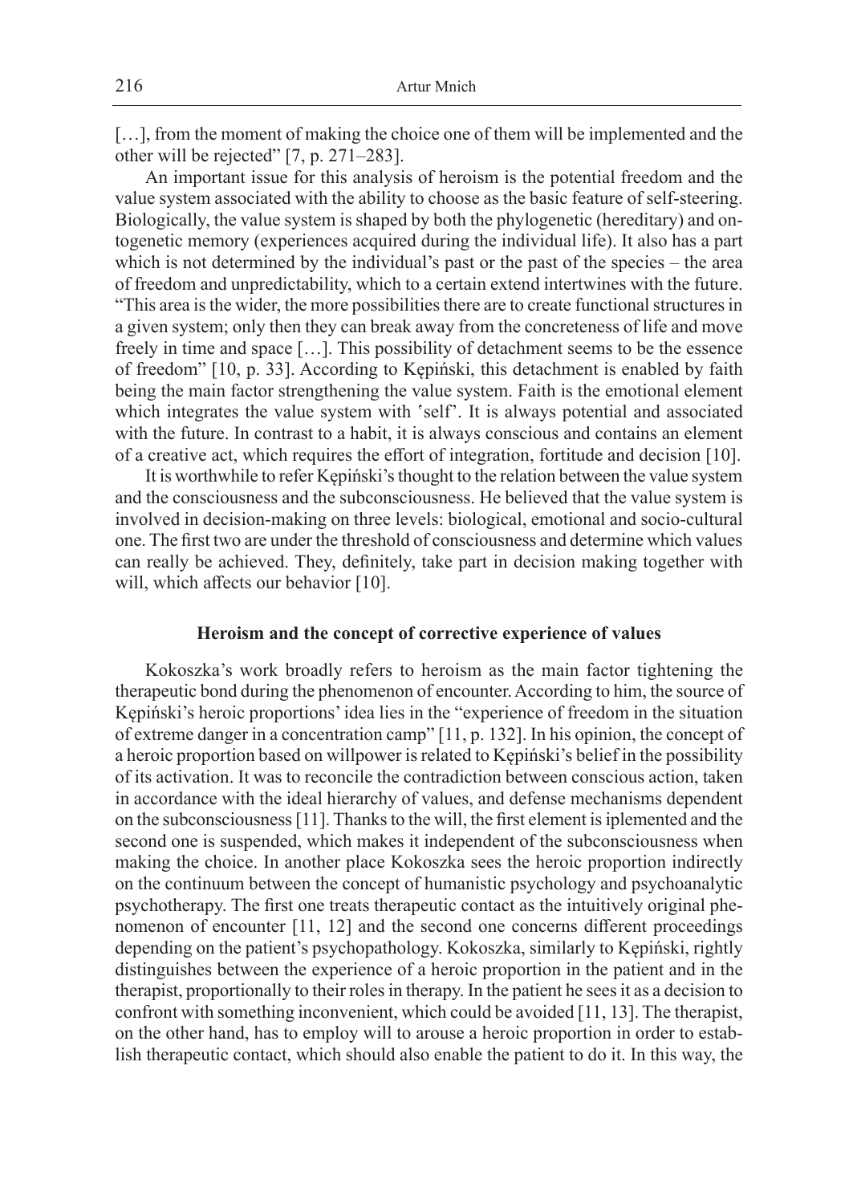[…], from the moment of making the choice one of them will be implemented and the other will be rejected" [7, p. 271–283].

An important issue for this analysis of heroism is the potential freedom and the value system associated with the ability to choose as the basic feature of self-steering. Biologically, the value system is shaped by both the phylogenetic (hereditary) and ontogenetic memory (experiences acquired during the individual life). It also has a part which is not determined by the individual's past or the past of the species – the area of freedom and unpredictability, which to a certain extend intertwines with the future. "This area is the wider, the more possibilities there are to create functional structures in a given system; only then they can break away from the concreteness of life and move freely in time and space […]. This possibility of detachment seems to be the essence of freedom" [10, p. 33]. According to Kępiński, this detachment is enabled by faith being the main factor strengthening the value system. Faith is the emotional element which integrates the value system with ʽself'. It is always potential and associated with the future. In contrast to a habit, it is always conscious and contains an element of a creative act, which requires the effort of integration, fortitude and decision [10].

It is worthwhile to refer Kępiński's thought to the relation between the value system and the consciousness and the subconsciousness. He believed that the value system is involved in decision-making on three levels: biological, emotional and socio-cultural one. The first two are under the threshold of consciousness and determine which values can really be achieved. They, definitely, take part in decision making together with will, which affects our behavior [10].

### Heroism and the concept of corrective experience of values

Kokoszka's work broadly refers to heroism as the main factor tightening the therapeutic bond during the phenomenon of encounter. According to him, the source of Kępiński's heroic proportions' idea lies in the "experience of freedom in the situation of extreme danger in a concentration camp" [11, p. 132]. In his opinion, the concept of a heroic proportion based on willpower is related to Kępiński's belief in the possibility of its activation. It was to reconcile the contradiction between conscious action, taken in accordance with the ideal hierarchy of values, and defense mechanisms dependent on the subconsciousness [11]. Thanks to the will, the first element is iplemented and the second one is suspended, which makes it independent of the subconsciousness when making the choice. In another place Kokoszka sees the heroic proportion indirectly on the continuum between the concept of humanistic psychology and psychoanalytic psychotherapy. The first one treats therapeutic contact as the intuitively original phenomenon of encounter [11, 12] and the second one concerns different proceedings depending on the patient's psychopathology. Kokoszka, similarly to Kępiński, rightly distinguishes between the experience of a heroic proportion in the patient and in the therapist, proportionally to their roles in therapy. In the patient he sees it as a decision to confront with something inconvenient, which could be avoided [11, 13]. The therapist, on the other hand, has to employ will to arouse a heroic proportion in order to establish therapeutic contact, which should also enable the patient to do it. In this way, the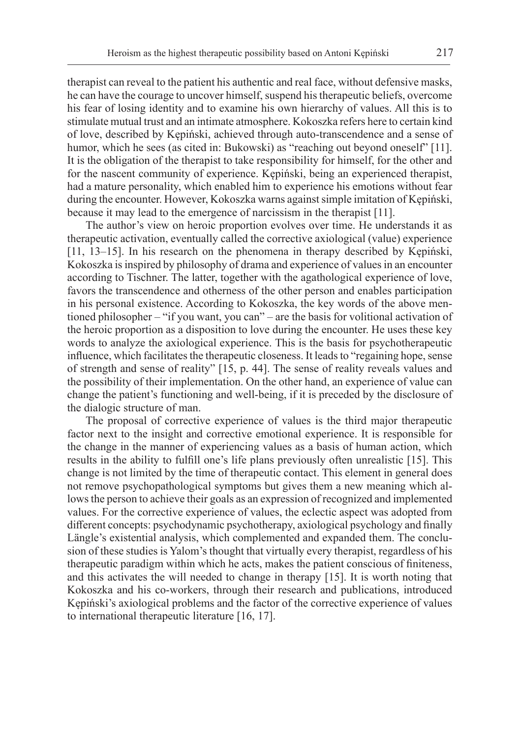therapist can reveal to the patient his authentic and real face, without defensive masks, he can have the courage to uncover himself, suspend his therapeutic beliefs, overcome his fear of losing identity and to examine his own hierarchy of values. All this is to stimulate mutual trust and an intimate atmosphere. Kokoszka refers here to certain kind of love, described by Kępiński, achieved through auto-transcendence and a sense of humor, which he sees (as cited in: Bukowski) as "reaching out beyond oneself" [11]. It is the obligation of the therapist to take responsibility for himself, for the other and for the nascent community of experience. Kępiński, being an experienced therapist, had a mature personality, which enabled him to experience his emotions without fear during the encounter. However, Kokoszka warns against simple imitation of Kępiński, because it may lead to the emergence of narcissism in the therapist [11].

The author's view on heroic proportion evolves over time. He understands it as therapeutic activation, eventually called the corrective axiological (value) experience [11, 13–15]. In his research on the phenomena in therapy described by Kępiński, Kokoszka is inspired by philosophy of drama and experience of values in an encounter according to Tischner. The latter, together with the agathological experience of love, favors the transcendence and otherness of the other person and enables participation in his personal existence. According to Kokoszka, the key words of the above mentioned philosopher – "if you want, you can" – are the basis for volitional activation of the heroic proportion as a disposition to love during the encounter. He uses these key words to analyze the axiological experience. This is the basis for psychotherapeutic influence, which facilitates the therapeutic closeness. It leads to "regaining hope, sense of strength and sense of reality" [15, p. 44]. The sense of reality reveals values and the possibility of their implementation. On the other hand, an experience of value can change the patient's functioning and well-being, if it is preceded by the disclosure of the dialogic structure of man.

The proposal of corrective experience of values is the third major therapeutic factor next to the insight and corrective emotional experience. It is responsible for the change in the manner of experiencing values as a basis of human action, which results in the ability to fulfill one's life plans previously often unrealistic [15]. This change is not limited by the time of therapeutic contact. This element in general does not remove psychopathological symptoms but gives them a new meaning which allows the person to achieve their goals as an expression of recognized and implemented values. For the corrective experience of values, the eclectic aspect was adopted from different concepts: psychodynamic psychotherapy, axiological psychology and finally Längle's existential analysis, which complemented and expanded them. The conclusion of these studies is Yalom's thought that virtually every therapist, regardless of his therapeutic paradigm within which he acts, makes the patient conscious of finiteness, and this activates the will needed to change in therapy [15]. It is worth noting that Kokoszka and his co-workers, through their research and publications, introduced Kępiński's axiological problems and the factor of the corrective experience of values to international therapeutic literature [16, 17].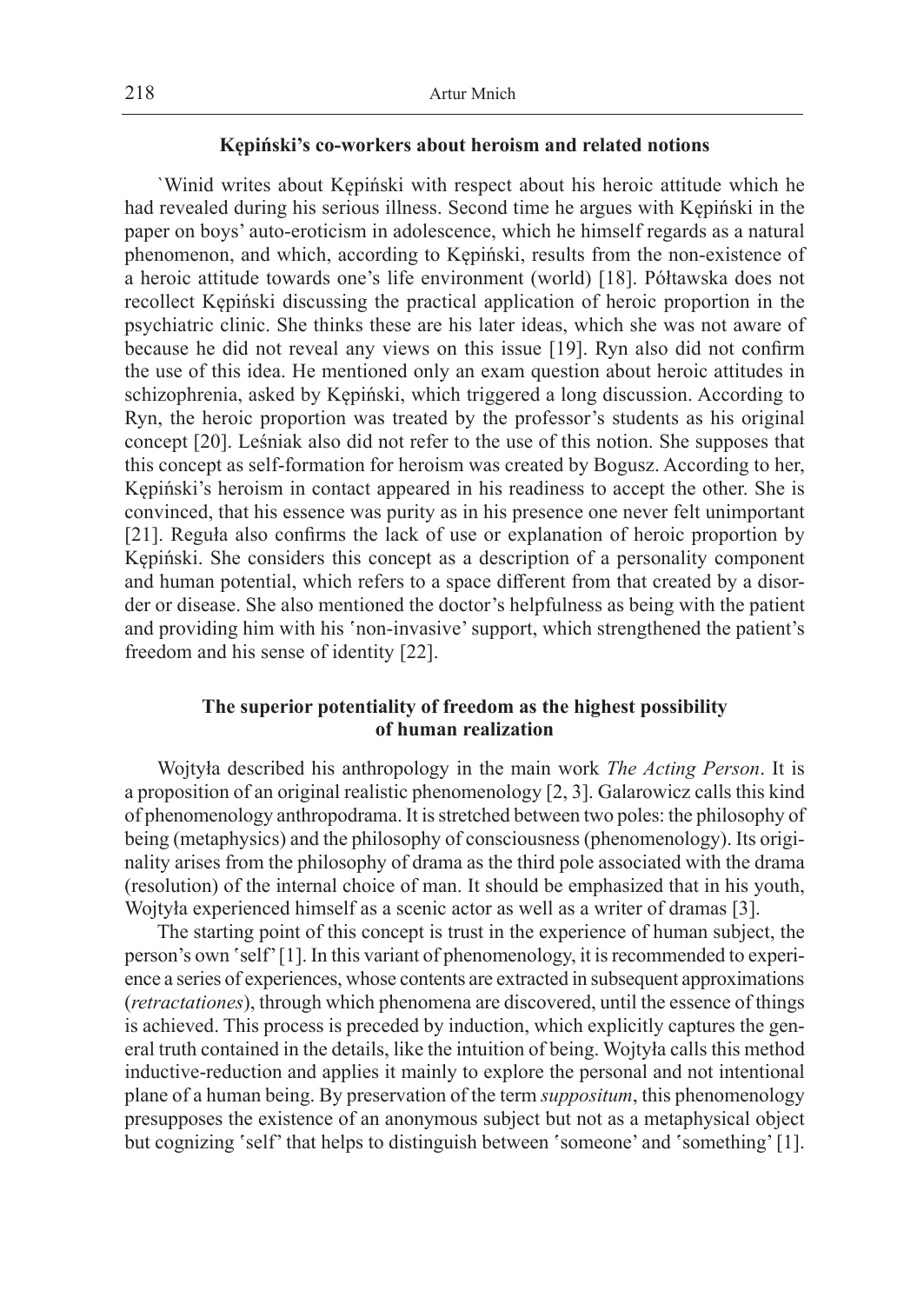## Kępiński's co-workers about heroism and related notions

`Winid writes about Kępiński with respect about his heroic attitude which he had revealed during his serious illness. Second time he argues with Kępiński in the paper on boys' auto-eroticism in adolescence, which he himself regards as a natural phenomenon, and which, according to Kępiński, results from the non-existence of a heroic attitude towards one's life environment (world) [18]. Półtawska does not recollect Kępiński discussing the practical application of heroic proportion in the psychiatric clinic. She thinks these are his later ideas, which she was not aware of because he did not reveal any views on this issue [19]. Ryn also did not confirm the use of this idea. He mentioned only an exam question about heroic attitudes in schizophrenia, asked by Kępiński, which triggered a long discussion. According to Ryn, the heroic proportion was treated by the professor's students as his original concept [20]. Leśniak also did not refer to the use of this notion. She supposes that this concept as self-formation for heroism was created by Bogusz. According to her, Kępiński's heroism in contact appeared in his readiness to accept the other. She is convinced, that his essence was purity as in his presence one never felt unimportant [21]. Reguła also confirms the lack of use or explanation of heroic proportion by Kępiński. She considers this concept as a description of a personality component and human potential, which refers to a space different from that created by a disorder or disease. She also mentioned the doctor's helpfulness as being with the patient and providing him with his ʿnon-invasive' support, which strengthened the patient's freedom and his sense of identity [22].

## The superior potentiality of freedom as the highest possibility of human realization

Wojtyła described his anthropology in the main work *The Acting Person*. It is a proposition of an original realistic phenomenology [2, 3]. Galarowicz calls this kind of phenomenology anthropodrama. It is stretched between two poles: the philosophy of being (metaphysics) and the philosophy of consciousness (phenomenology). Its originality arises from the philosophy of drama as the third pole associated with the drama (resolution) of the internal choice of man. It should be emphasized that in his youth, Wojtyła experienced himself as a scenic actor as well as a writer of dramas [3].

The starting point of this concept is trust in the experience of human subject, the person's own ʿself' [1]. In this variant of phenomenology, it is recommended to experience a series of experiences, whose contents are extracted in subsequent approximations (*retractationes*), through which phenomena are discovered, until the essence of things is achieved. This process is preceded by induction, which explicitly captures the general truth contained in the details, like the intuition of being. Wojtyła calls this method inductive-reduction and applies it mainly to explore the personal and not intentional plane of a human being. By preservation of the term *suppositum*, this phenomenology presupposes the existence of an anonymous subject but not as a metaphysical object but cognizing ʿself' that helps to distinguish between ʿsomeone' and ʿsomething' [1].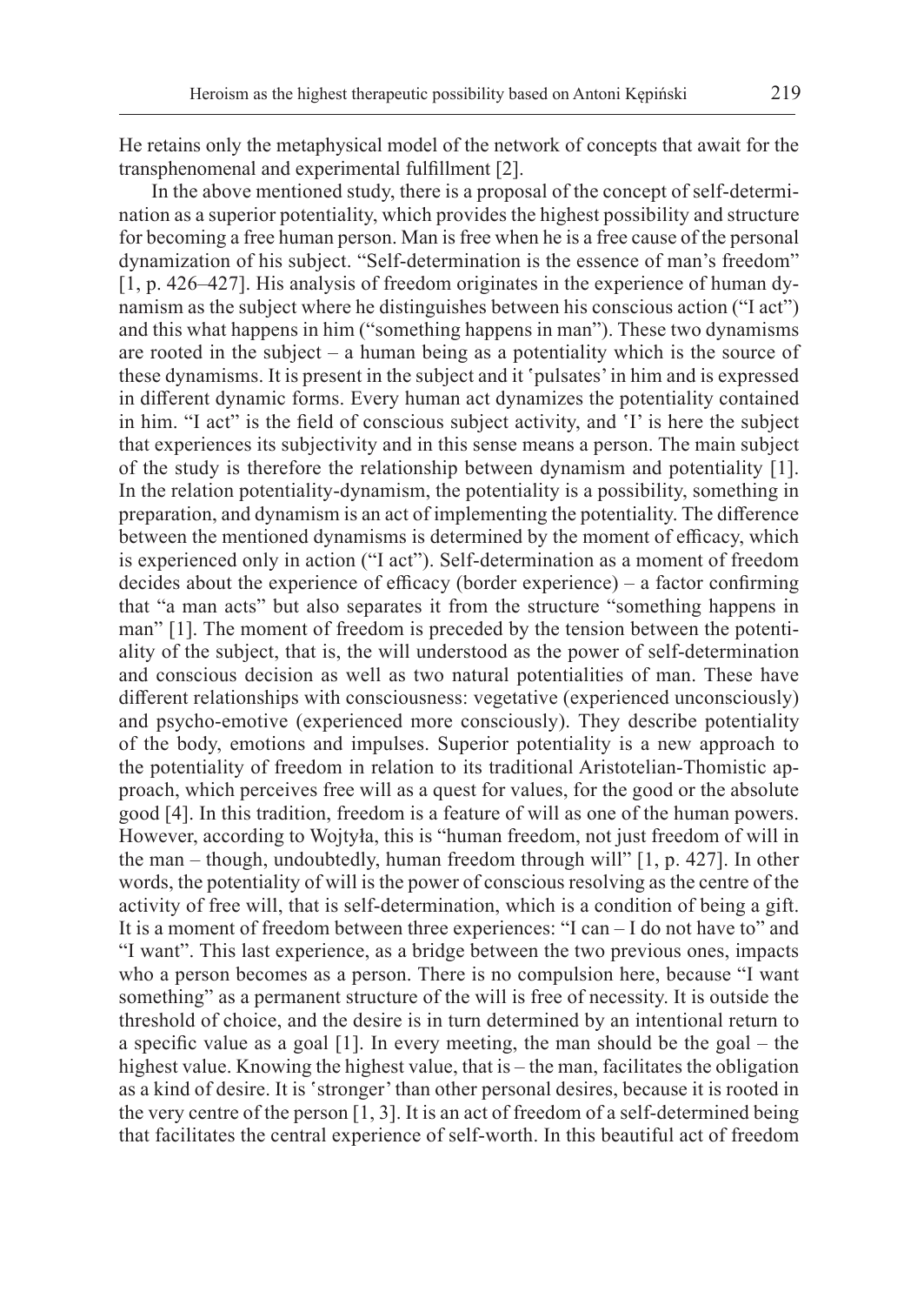He retains only the metaphysical model of the network of concepts that await for the transphenomenal and experimental fulfillment [2].

In the above mentioned study, there is a proposal of the concept of self-determination as a superior potentiality, which provides the highest possibility and structure for becoming a free human person. Man is free when he is a free cause of the personal dynamization of his subject. "Self-determination is the essence of man's freedom" [1, p. 426–427]. His analysis of freedom originates in the experience of human dynamism as the subject where he distinguishes between his conscious action ("I act") and this what happens in him ("something happens in man"). These two dynamisms are rooted in the subject – a human being as a potentiality which is the source of these dynamisms. It is present in the subject and it ʽpulsates' in him and is expressed in different dynamic forms. Every human act dynamizes the potentiality contained in him. "I act" is the field of conscious subject activity, and ʽI' is here the subject that experiences its subjectivity and in this sense means a person. The main subject of the study is therefore the relationship between dynamism and potentiality [1]. In the relation potentiality-dynamism, the potentiality is a possibility, something in preparation, and dynamism is an act of implementing the potentiality. The difference between the mentioned dynamisms is determined by the moment of efficacy, which is experienced only in action ("I act"). Self-determination as a moment of freedom decides about the experience of efficacy (border experience) – a factor confirming that "a man acts" but also separates it from the structure "something happens in man" [1]. The moment of freedom is preceded by the tension between the potentiality of the subject, that is, the will understood as the power of self-determination and conscious decision as well as two natural potentialities of man. These have different relationships with consciousness: vegetative (experienced unconsciously) and psycho-emotive (experienced more consciously). They describe potentiality of the body, emotions and impulses. Superior potentiality is a new approach to the potentiality of freedom in relation to its traditional Aristotelian-Thomistic approach, which perceives free will as a quest for values, for the good or the absolute good [4]. In this tradition, freedom is a feature of will as one of the human powers. However, according to Wojtyła, this is "human freedom, not just freedom of will in the man – though, undoubtedly, human freedom through will" [1, p. 427]. In other words, the potentiality of will is the power of conscious resolving as the centre of the activity of free will, that is self-determination, which is a condition of being a gift. It is a moment of freedom between three experiences: "I can – I do not have to" and "I want". This last experience, as a bridge between the two previous ones, impacts who a person becomes as a person. There is no compulsion here, because "I want something" as a permanent structure of the will is free of necessity. It is outside the threshold of choice, and the desire is in turn determined by an intentional return to a specific value as a goal [1]. In every meeting, the man should be the goal – the highest value. Knowing the highest value, that is – the man, facilitates the obligation as a kind of desire. It is ʽstronger' than other personal desires, because it is rooted in the very centre of the person [1, 3]. It is an act of freedom of a self-determined being that facilitates the central experience of self-worth. In this beautiful act of freedom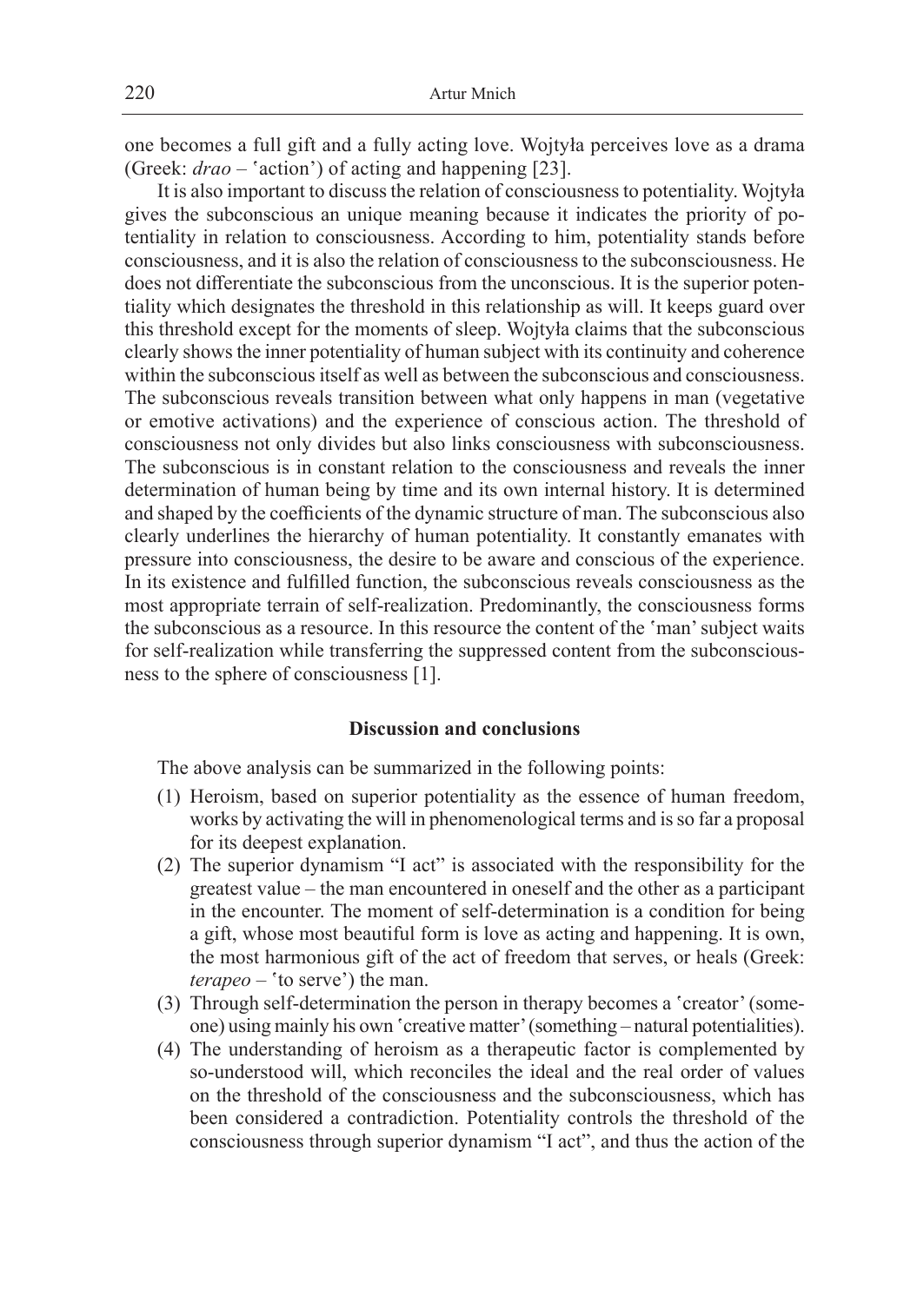one becomes a full gift and a fully acting love. Wojtyła perceives love as a drama (Greek: *drao* – ʽaction') of acting and happening [23].

It is also important to discuss the relation of consciousness to potentiality. Wojtyła gives the subconscious an unique meaning because it indicates the priority of potentiality in relation to consciousness. According to him, potentiality stands before consciousness, and it is also the relation of consciousness to the subconsciousness. He does not differentiate the subconscious from the unconscious. It is the superior potentiality which designates the threshold in this relationship as will. It keeps guard over this threshold except for the moments of sleep. Wojtyła claims that the subconscious clearly shows the inner potentiality of human subject with its continuity and coherence within the subconscious itself as well as between the subconscious and consciousness. The subconscious reveals transition between what only happens in man (vegetative or emotive activations) and the experience of conscious action. The threshold of consciousness not only divides but also links consciousness with subconsciousness. The subconscious is in constant relation to the consciousness and reveals the inner determination of human being by time and its own internal history. It is determined and shaped by the coefficients of the dynamic structure of man. The subconscious also clearly underlines the hierarchy of human potentiality. It constantly emanates with pressure into consciousness, the desire to be aware and conscious of the experience. In its existence and fulfilled function, the subconscious reveals consciousness as the most appropriate terrain of self-realization. Predominantly, the consciousness forms the subconscious as a resource. In this resource the content of the ʽman' subject waits for self-realization while transferring the suppressed content from the subconsciousness to the sphere of consciousness [1].

## Discussion and conclusions

The above analysis can be summarized in the following points:

(1) Heroism, based on superior potentiality as the essence of human freedom, works by activating the will in phenomenological terms and is so far a proposal for its deepest explanation.

(2) The superior dynamism "I act" is associated with the responsibility for the greatest value – the man encountered in oneself and the other as a participant in the encounter. The moment of self-determination is a condition for being a gift, whose most beautiful form is love as acting and happening. It is own, the most harmonious gift of the act of freedom that serves, or heals (Greek: *terapeo* – ʽto serve') the man.

(3) Through self-determination the person in therapy becomes a ʽcreator' (someone) using mainly his own ʽcreative matter' (something – natural potentialities).

(4) The understanding of heroism as a therapeutic factor is complemented by so-understood will, which reconciles the ideal and the real order of values on the threshold of the consciousness and the subconsciousness, which has been considered a contradiction. Potentiality controls the threshold of the consciousness through superior dynamism "I act", and thus the action of the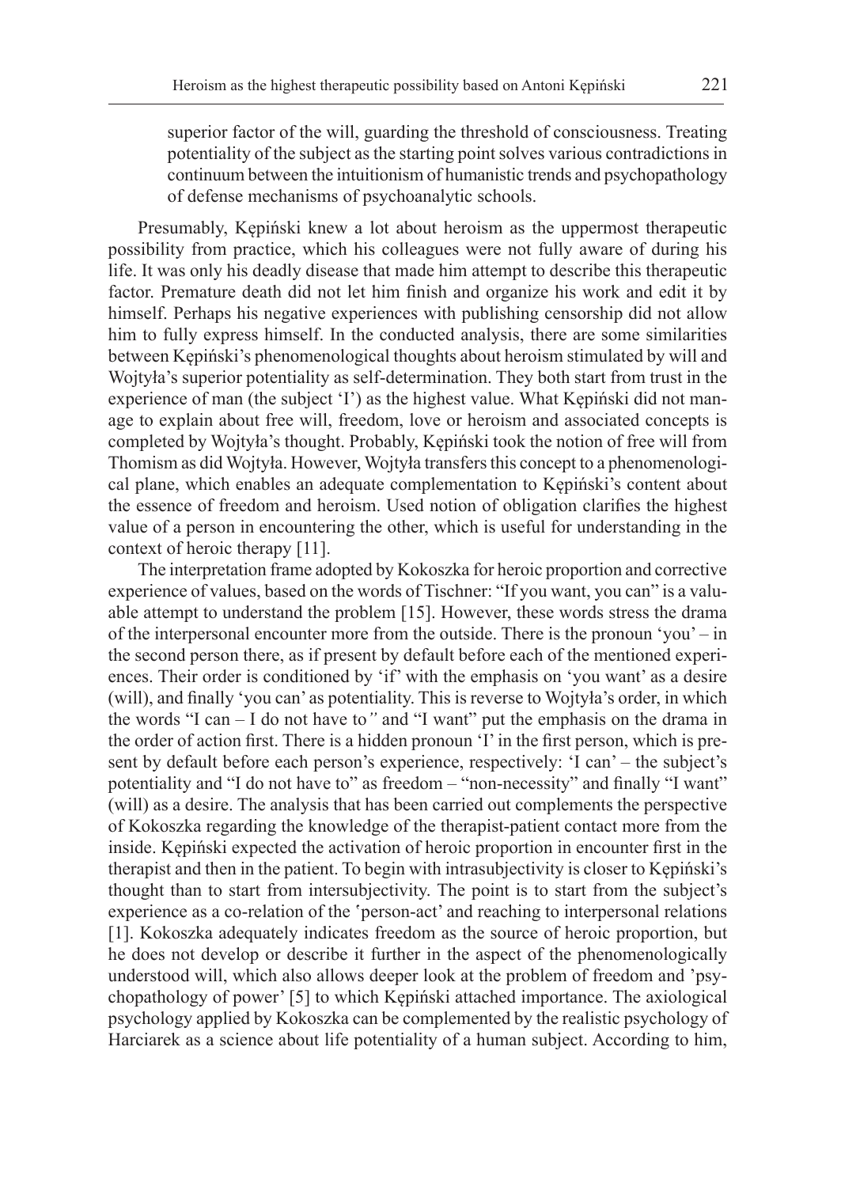> superior factor of the will, guarding the threshold of consciousness. Treating potentiality of the subject as the starting point solves various contradictions in continuum between the intuitionism of humanistic trends and psychopathology of defense mechanisms of psychoanalytic schools.

Presumably, Kępiński knew a lot about heroism as the uppermost therapeutic possibility from practice, which his colleagues were not fully aware of during his life. It was only his deadly disease that made him attempt to describe this therapeutic factor. Premature death did not let him finish and organize his work and edit it by himself. Perhaps his negative experiences with publishing censorship did not allow him to fully express himself. In the conducted analysis, there are some similarities between Kępiński's phenomenological thoughts about heroism stimulated by will and Wojtyła's superior potentiality as self-determination. They both start from trust in the experience of man (the subject 'I') as the highest value. What Kępiński did not manage to explain about free will, freedom, love or heroism and associated concepts is completed by Wojtyła's thought. Probably, Kępiński took the notion of free will from Thomism as did Wojtyła. However, Wojtyła transfers this concept to a phenomenological plane, which enables an adequate complementation to Kępiński's content about the essence of freedom and heroism. Used notion of obligation clarifies the highest value of a person in encountering the other, which is useful for understanding in the context of heroic therapy [11].

The interpretation frame adopted by Kokoszka for heroic proportion and corrective experience of values, based on the words of Tischner: "If you want, you can" is a valuable attempt to understand the problem [15]. However, these words stress the drama of the interpersonal encounter more from the outside. There is the pronoun 'you' – in the second person there, as if present by default before each of the mentioned experiences. Their order is conditioned by 'if' with the emphasis on 'you want' as a desire (will), and finally 'you can' as potentiality. This is reverse to Wojtyła's order, in which the words "I can – I do not have to*"* and "I want" put the emphasis on the drama in the order of action first. There is a hidden pronoun 'I' in the first person, which is present by default before each person's experience, respectively: 'I can' – the subject's potentiality and "I do not have to" as freedom – "non-necessity" and finally "I want" (will) as a desire. The analysis that has been carried out complements the perspective of Kokoszka regarding the knowledge of the therapist-patient contact more from the inside. Kępiński expected the activation of heroic proportion in encounter first in the therapist and then in the patient. To begin with intrasubjectivity is closer to Kępiński's thought than to start from intersubjectivity. The point is to start from the subject's experience as a co-relation of the ʿperson-act' and reaching to interpersonal relations [1]. Kokoszka adequately indicates freedom as the source of heroic proportion, but he does not develop or describe it further in the aspect of the phenomenologically understood will, which also allows deeper look at the problem of freedom and 'psychopathology of power' [5] to which Kępiński attached importance. The axiological psychology applied by Kokoszka can be complemented by the realistic psychology of Harciarek as a science about life potentiality of a human subject. According to him,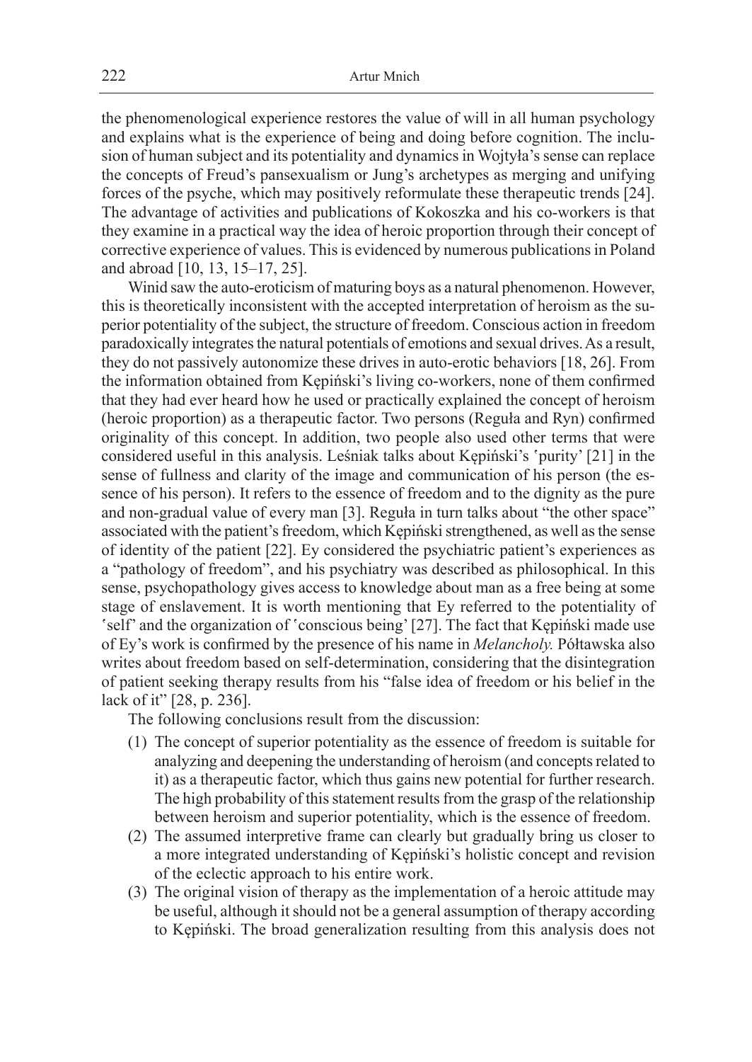the phenomenological experience restores the value of will in all human psychology and explains what is the experience of being and doing before cognition. The inclusion of human subject and its potentiality and dynamics in Wojtyła's sense can replace the concepts of Freud's pansexualism or Jung's archetypes as merging and unifying forces of the psyche, which may positively reformulate these therapeutic trends [24]. The advantage of activities and publications of Kokoszka and his co-workers is that they examine in a practical way the idea of heroic proportion through their concept of corrective experience of values. This is evidenced by numerous publications in Poland and abroad [10, 13, 15–17, 25].

Winid saw the auto-eroticism of maturing boys as a natural phenomenon. However, this is theoretically inconsistent with the accepted interpretation of heroism as the superior potentiality of the subject, the structure of freedom. Conscious action in freedom paradoxically integrates the natural potentials of emotions and sexual drives. As a result, they do not passively autonomize these drives in auto-erotic behaviors [18, 26]. From the information obtained from Kępiński's living co-workers, none of them confirmed that they had ever heard how he used or practically explained the concept of heroism (heroic proportion) as a therapeutic factor. Two persons (Reguła and Ryn) confirmed originality of this concept. In addition, two people also used other terms that were considered useful in this analysis. Leśniak talks about Kępiński's 'purity' [21] in the sense of fullness and clarity of the image and communication of his person (the essence of his person). It refers to the essence of freedom and to the dignity as the pure and non-gradual value of every man [3]. Reguła in turn talks about "the other space" associated with the patient's freedom, which Kępiński strengthened, as well as the sense of identity of the patient [22]. Ey considered the psychiatric patient's experiences as a "pathology of freedom", and his psychiatry was described as philosophical. In this sense, psychopathology gives access to knowledge about man as a free being at some stage of enslavement. It is worth mentioning that Ey referred to the potentiality of 'self' and the organization of 'conscious being' [27]. The fact that Kępiński made use of Ey's work is confirmed by the presence of his name in *Melancholy.* Półtawska also writes about freedom based on self-determination, considering that the disintegration of patient seeking therapy results from his "false idea of freedom or his belief in the lack of it" [28, p. 236].

The following conclusions result from the discussion:

(1) The concept of superior potentiality as the essence of freedom is suitable for analyzing and deepening the understanding of heroism (and concepts related to it) as a therapeutic factor, which thus gains new potential for further research. The high probability of this statement results from the grasp of the relationship between heroism and superior potentiality, which is the essence of freedom.

(2) The assumed interpretive frame can clearly but gradually bring us closer to a more integrated understanding of Kępiński's holistic concept and revision of the eclectic approach to his entire work.

(3) The original vision of therapy as the implementation of a heroic attitude may be useful, although it should not be a general assumption of therapy according to Kępiński. The broad generalization resulting from this analysis does not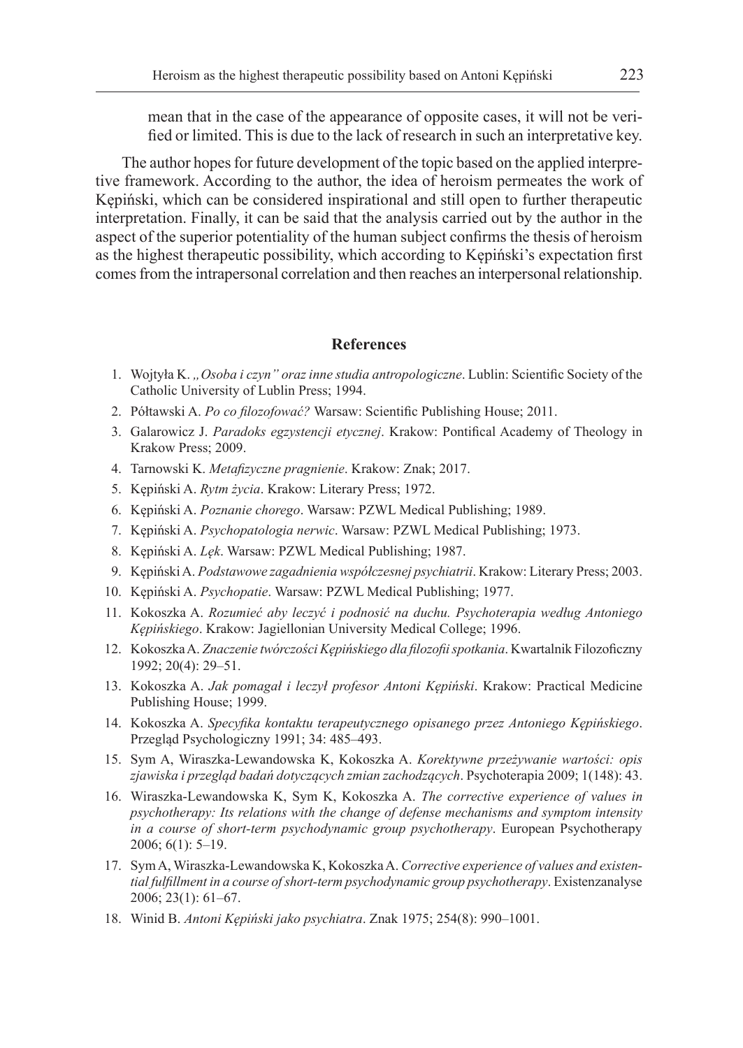mean that in the case of the appearance of opposite cases, it will not be verified or limited. This is due to the lack of research in such an interpretative key.

The author hopes for future development of the topic based on the applied interpretive framework. According to the author, the idea of heroism permeates the work of Kępiński, which can be considered inspirational and still open to further therapeutic interpretation. Finally, it can be said that the analysis carried out by the author in the aspect of the superior potentiality of the human subject confirms the thesis of heroism as the highest therapeutic possibility, which according to Kępiński's expectation first comes from the intrapersonal correlation and then reaches an interpersonal relationship.

## References

1. Wojtyła K. *„Osoba i czyn" oraz inne studia antropologiczne*. Lublin: Scientific Society of the Catholic University of Lublin Press; 1994.
2. Półtawski A. *Po co filozofować?* Warsaw: Scientific Publishing House; 2011.
3. Galarowicz J. *Paradoks egzystencji etycznej*. Krakow: Pontifical Academy of Theology in Krakow Press; 2009.
4. Tarnowski K. *Metafizyczne pragnienie*. Krakow: Znak; 2017.
5. Kępiński A. *Rytm życia*. Krakow: Literary Press; 1972.
6. Kępiński A. *Poznanie chorego*. Warsaw: PZWL Medical Publishing; 1989.
7. Kępiński A. *Psychopatologia nerwic*. Warsaw: PZWL Medical Publishing; 1973.
8. Kępiński A. *Lęk*. Warsaw: PZWL Medical Publishing; 1987.
9. Kępiński A. *Podstawowe zagadnienia współczesnej psychiatrii*. Krakow: Literary Press; 2003.
10. Kępiński A. *Psychopatie*. Warsaw: PZWL Medical Publishing; 1977.
11. Kokoszka A. *Rozumieć aby leczyć i podnosić na duchu. Psychoterapia według Antoniego Kępińskiego*. Krakow: Jagiellonian University Medical College; 1996.
12. Kokoszka A. *Znaczenie twórczości Kępińskiego dla filozofii spotkania*. Kwartalnik Filozoficzny 1992; 20(4): 29–51.
13. Kokoszka A. *Jak pomagał i leczył profesor Antoni Kępiński*. Krakow: Practical Medicine Publishing House; 1999.
14. Kokoszka A. *Specyfika kontaktu terapeutycznego opisanego przez Antoniego Kępińskiego*. Przegląd Psychologiczny 1991; 34: 485–493.
15. Sym A, Wiraszka-Lewandowska K, Kokoszka A. *Korektywne przeżywanie wartości: opis zjawiska i przegląd badań dotyczących zmian zachodzących*. Psychoterapia 2009; 1(148): 43.
16. Wiraszka-Lewandowska K, Sym K, Kokoszka A. *The corrective experience of values in psychotherapy: Its relations with the change of defense mechanisms and symptom intensity in a course of short-term psychodynamic group psychotherapy*. European Psychotherapy 2006; 6(1): 5–19.
17. Sym A, Wiraszka-Lewandowska K, Kokoszka A. *Corrective experience of values and existential fulfillment in a course of short-term psychodynamic group psychotherapy*. Existenzanalyse 2006; 23(1): 61–67.
18. Winid B. *Antoni Kępiński jako psychiatra*. Znak 1975; 254(8): 990–1001.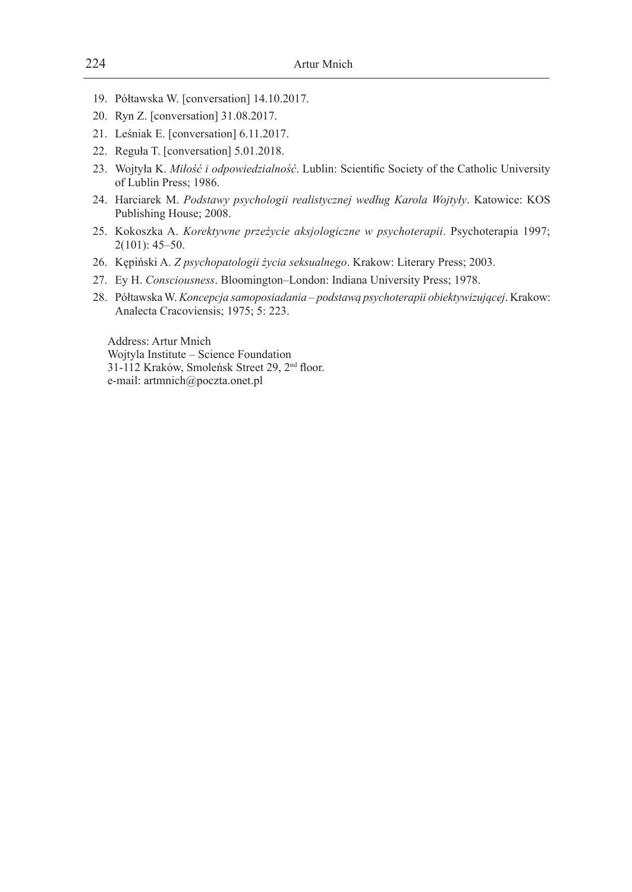19. Półtawska W. [conversation] 14.10.2017.
20. Ryn Z. [conversation] 31.08.2017.
21. Leśniak E. [conversation] 6.11.2017.
22. Reguła T. [conversation] 5.01.2018.
23. Wojtyła K. *Miłość i odpowiedzialność*. Lublin: Scientific Society of the Catholic University of Lublin Press; 1986.
24. Harciarek M. *Podstawy psychologii realistycznej według Karola Wojtyły*. Katowice: KOS Publishing House; 2008.
25. Kokoszka A. *Korektywne przeżycie aksjologiczne w psychoterapii*. Psychoterapia 1997; 2(101): 45–50.
26. Kępiński A. *Z psychopatologii życia seksualnego*. Krakow: Literary Press; 2003.
27. Ey H. *Consciousness*. Bloomington–London: Indiana University Press; 1978.
28. Półtawska W. *Koncepcja samoposiadania – podstawą psychoterapii obiektywizującej*. Krakow: Analecta Cracoviensis; 1975; 5: 223.

Address: Artur Mnich
Wojtyla Institute – Science Foundation
31-112 Kraków, Smoleńsk Street 29, 2nd floor.
e-mail: artmnich@poczta.onet.pl